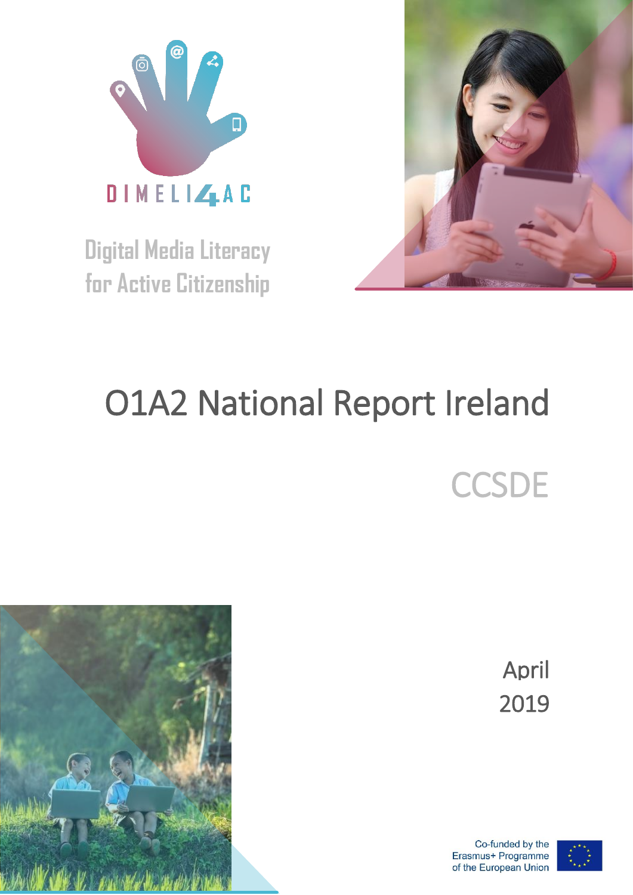DIMELI4AC

Digital Media Literacy for Active Citizenship

# O1A2 National Report Ireland

## CCSDE

April 2019

Co-funded by the Erasmus+ Programme of the European Union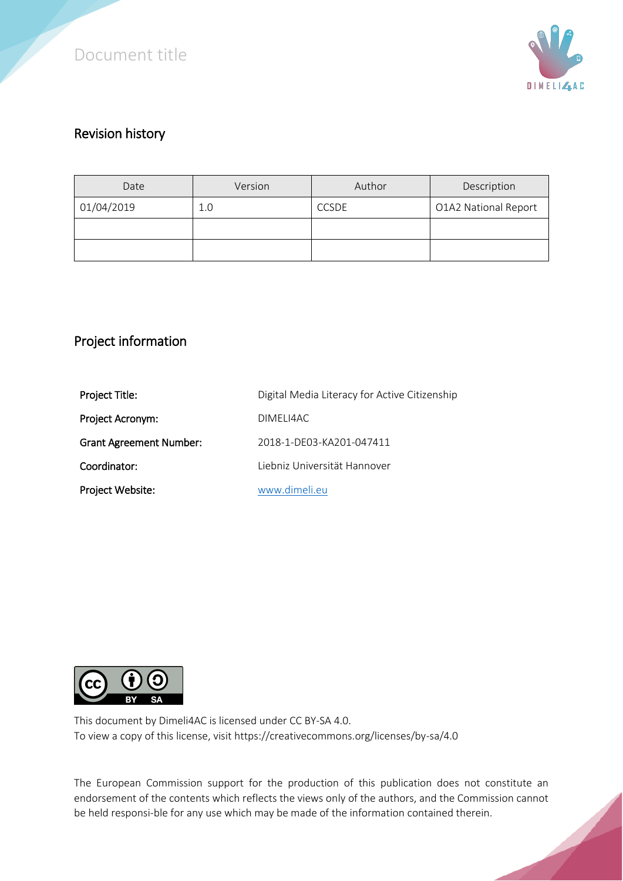## Revision history

| Date | Version | Author | Description |
|---|---|---|---|
| 01/04/2019 | 1.0 | CCSDE | O1A2 National Report |
| | | | |
| | | | |

## Project information

| | |
|---|---|
| **Project Title:** | Digital Media Literacy for Active Citizenship |
| **Project Acronym:** | DIMELI4AC |
| **Grant Agreement Number:** | 2018-1-DE03-KA201-047411 |
| **Coordinator:** | Liebniz Universität Hannover |
| **Project Website:** | www.dimeli.eu |

This document by Dimeli4AC is licensed under CC BY-SA 4.0.
To view a copy of this license, visit https://creativecommons.org/licenses/by-sa/4.0

The European Commission support for the production of this publication does not constitute an endorsement of the contents which reflects the views only of the authors, and the Commission cannot be held responsi-ble for any use which may be made of the information contained therein.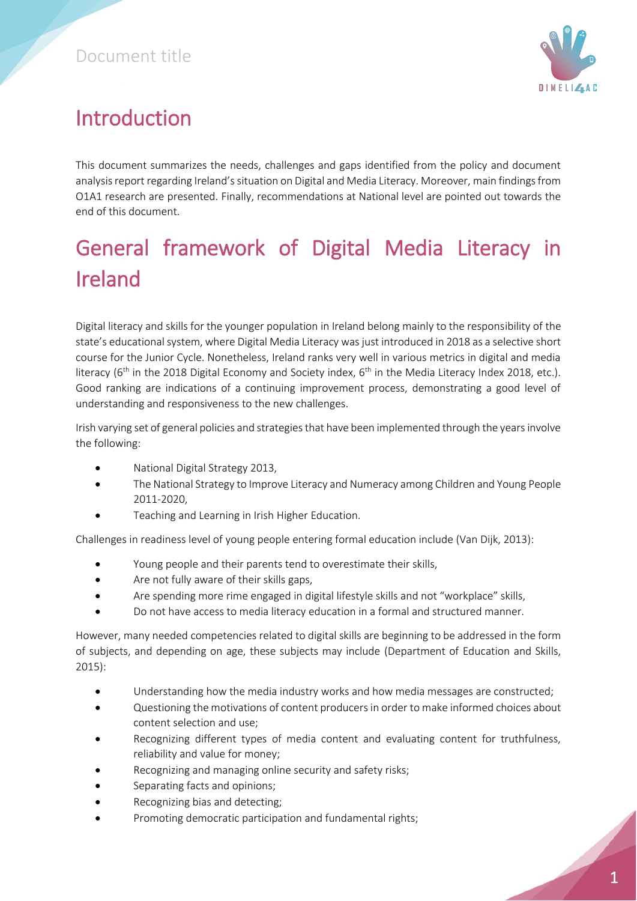# Introduction

This document summarizes the needs, challenges and gaps identified from the policy and document analysis report regarding Ireland's situation on Digital and Media Literacy. Moreover, main findings from O1A1 research are presented. Finally, recommendations at National level are pointed out towards the end of this document.

# General framework of Digital Media Literacy in Ireland

Digital literacy and skills for the younger population in Ireland belong mainly to the responsibility of the state's educational system, where Digital Media Literacy was just introduced in 2018 as a selective short course for the Junior Cycle. Nonetheless, Ireland ranks very well in various metrics in digital and media literacy (6th in the 2018 Digital Economy and Society index, 6th in the Media Literacy Index 2018, etc.). Good ranking are indications of a continuing improvement process, demonstrating a good level of understanding and responsiveness to the new challenges.

Irish varying set of general policies and strategies that have been implemented through the years involve the following:

- National Digital Strategy 2013,
- The National Strategy to Improve Literacy and Numeracy among Children and Young People 2011-2020,
- Teaching and Learning in Irish Higher Education.

Challenges in readiness level of young people entering formal education include (Van Dijk, 2013):

- Young people and their parents tend to overestimate their skills,
- Are not fully aware of their skills gaps,
- Are spending more rime engaged in digital lifestyle skills and not "workplace" skills,
- Do not have access to media literacy education in a formal and structured manner.

However, many needed competencies related to digital skills are beginning to be addressed in the form of subjects, and depending on age, these subjects may include (Department of Education and Skills, 2015):

- Understanding how the media industry works and how media messages are constructed;
- Questioning the motivations of content producers in order to make informed choices about content selection and use;
- Recognizing different types of media content and evaluating content for truthfulness, reliability and value for money;
- Recognizing and managing online security and safety risks;
- Separating facts and opinions;
- Recognizing bias and detecting;
- Promoting democratic participation and fundamental rights;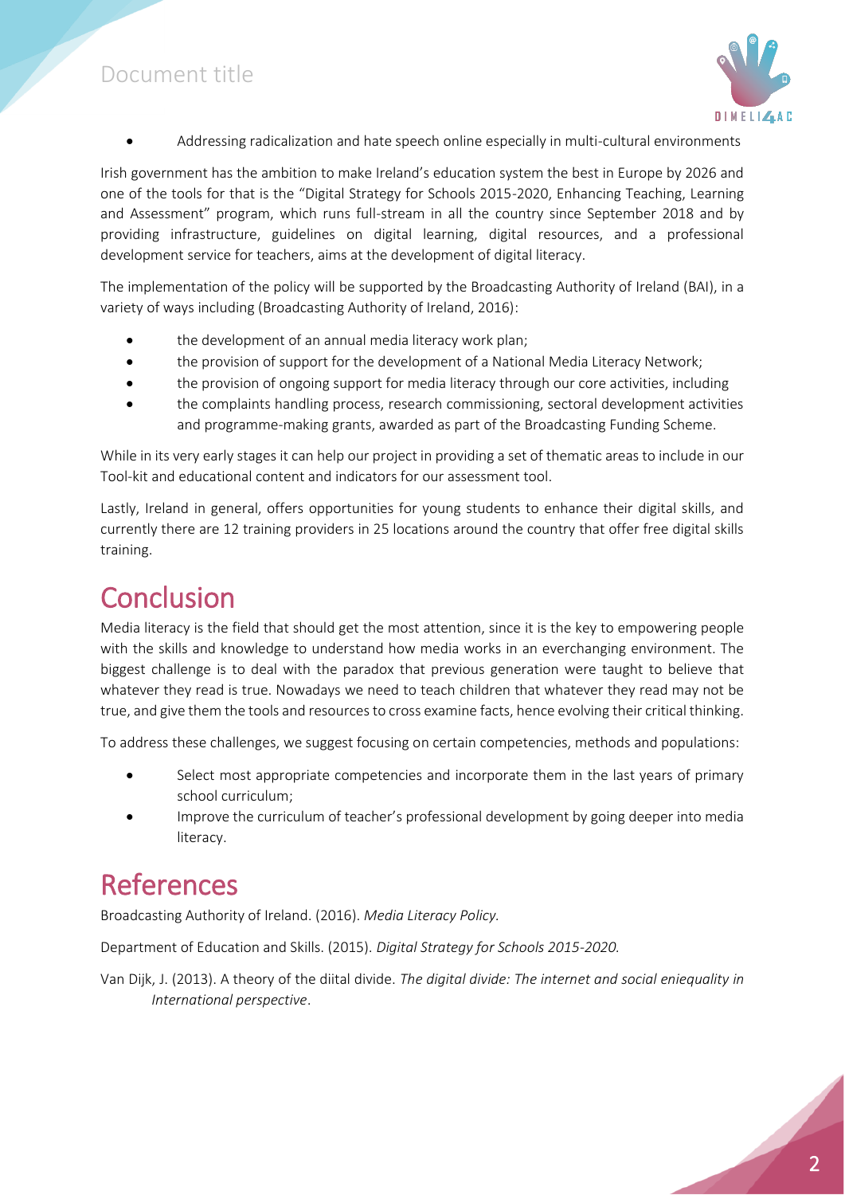- Addressing radicalization and hate speech online especially in multi-cultural environments

Irish government has the ambition to make Ireland's education system the best in Europe by 2026 and one of the tools for that is the "Digital Strategy for Schools 2015-2020, Enhancing Teaching, Learning and Assessment" program, which runs full-stream in all the country since September 2018 and by providing infrastructure, guidelines on digital learning, digital resources, and a professional development service for teachers, aims at the development of digital literacy.

The implementation of the policy will be supported by the Broadcasting Authority of Ireland (BAI), in a variety of ways including (Broadcasting Authority of Ireland, 2016):

- the development of an annual media literacy work plan;
- the provision of support for the development of a National Media Literacy Network;
- the provision of ongoing support for media literacy through our core activities, including
- the complaints handling process, research commissioning, sectoral development activities and programme-making grants, awarded as part of the Broadcasting Funding Scheme.

While in its very early stages it can help our project in providing a set of thematic areas to include in our Tool-kit and educational content and indicators for our assessment tool.

Lastly, Ireland in general, offers opportunities for young students to enhance their digital skills, and currently there are 12 training providers in 25 locations around the country that offer free digital skills training.

# Conclusion

Media literacy is the field that should get the most attention, since it is the key to empowering people with the skills and knowledge to understand how media works in an everchanging environment. The biggest challenge is to deal with the paradox that previous generation were taught to believe that whatever they read is true. Nowadays we need to teach children that whatever they read may not be true, and give them the tools and resources to cross examine facts, hence evolving their critical thinking.

To address these challenges, we suggest focusing on certain competencies, methods and populations:

- Select most appropriate competencies and incorporate them in the last years of primary school curriculum;
- Improve the curriculum of teacher's professional development by going deeper into media literacy.

# References

Broadcasting Authority of Ireland. (2016). *Media Literacy Policy.*

Department of Education and Skills. (2015). *Digital Strategy for Schools 2015-2020.*

Van Dijk, J. (2013). A theory of the diital divide. *The digital divide: The internet and social eniequality in International perspective*.